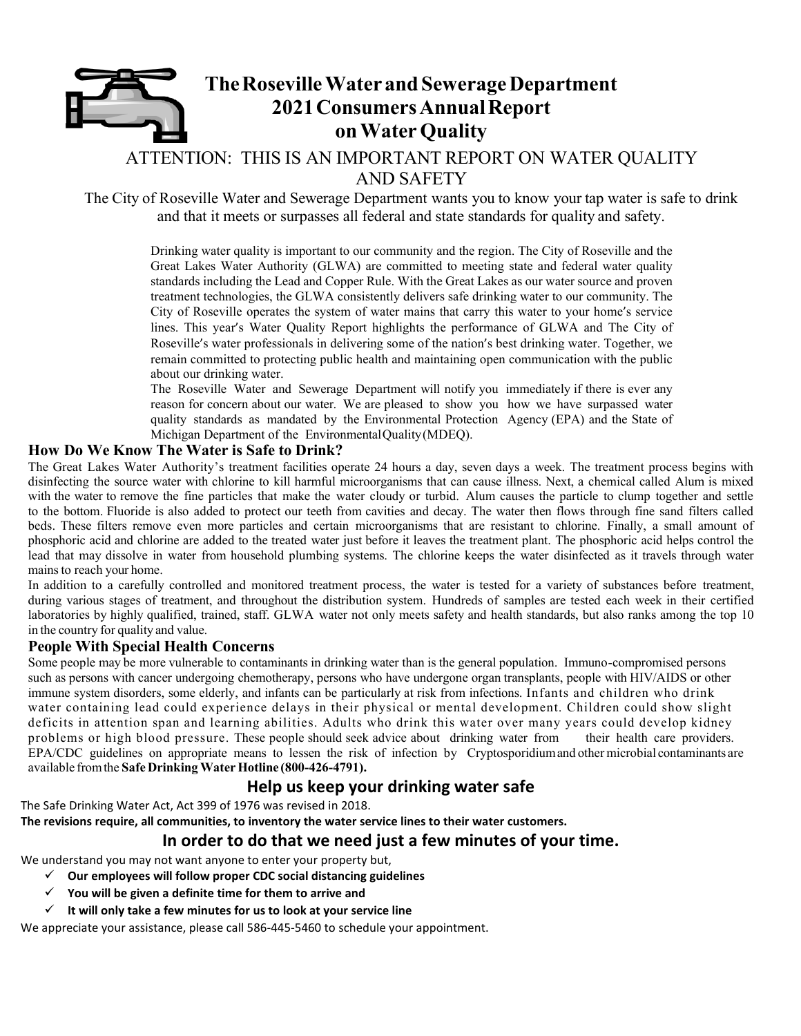# The Roseville Water and Sewerage Department 2021 Consumers Annual Report on Water Quality

## ATTENTION: THIS IS AN IMPORTANT REPORT ON WATER QUALITY AND SAFETY

The City of Roseville Water and Sewerage Department wants you to know your tap water is safe to drink and that it meets or surpasses all federal and state standards for quality and safety.

Drinking water quality is important to our community and the region. The City of Roseville and the Great Lakes Water Authority (GLWA) are committed to meeting state and federal water quality standards including the Lead and Copper Rule. With the Great Lakes as our water source and proven treatment technologies, the GLWA consistently delivers safe drinking water to our community. The City of Roseville operates the system of water mains that carry this water to your home's service lines. This year's Water Quality Report highlights the performance of GLWA and The City of Roseville's water professionals in delivering some of the nation's best drinking water. Together, we remain committed to protecting public health and maintaining open communication with the public about our drinking water.

The Roseville Water and Sewerage Department will notify you immediately if there is ever any reason for concern about our water. We are pleased to show you how we have surpassed water quality standards as mandated by the Environmental Protection Agency (EPA) and the State of Michigan Department of the Environmental Quality (MDEQ).

### How Do We Know The Water is Safe to Drink?

The Great Lakes Water Authority's treatment facilities operate 24 hours a day, seven days a week. The treatment process begins with disinfecting the source water with chlorine to kill harmful microorganisms that can cause illness. Next, a chemical called Alum is mixed with the water to remove the fine particles that make the water cloudy or turbid. Alum causes the particle to clump together and settle to the bottom. Fluoride is also added to protect our teeth from cavities and decay. The water then flows through fine sand filters called beds. These filters remove even more particles and certain microorganisms that are resistant to chlorine. Finally, a small amount of phosphoric acid and chlorine are added to the treated water just before it leaves the treatment plant. The phosphoric acid helps control the lead that may dissolve in water from household plumbing systems. The chlorine keeps the water disinfected as it travels through water mains to reach your home.

In addition to a carefully controlled and monitored treatment process, the water is tested for a variety of substances before treatment, during various stages of treatment, and throughout the distribution system. Hundreds of samples are tested each week in their certified laboratories by highly qualified, trained, staff. GLWA water not only meets safety and health standards, but also ranks among the top 10 in the country for quality and value.

### People With Special Health Concerns

Some people may be more vulnerable to contaminants in drinking water than is the general population. Immuno-compromised persons such as persons with cancer undergoing chemotherapy, persons who have undergone organ transplants, people with HIV/AIDS or other immune system disorders, some elderly, and infants can be particularly at risk from infections. Infants and children who drink water containing lead could experience delays in their physical or mental development. Children could show slight deficits in attention span and learning abilities. Adults who drink this water over many years could develop kidney problems or high blood pressure. These people should seek advice about drinking water from their health care providers. EPA/CDC guidelines on appropriate means to lessen the risk of infection by Cryptosporidium and other microbial contaminants are available from the **Safe Drinking Water Hotline (800-426-4791).**

## Help us keep your drinking water safe

The Safe Drinking Water Act, Act 399 of 1976 was revised in 2018.

**The revisions require, all communities, to inventory the water service lines to their water customers.**

## In order to do that we need just a few minutes of your time.

We understand you may not want anyone to enter your property but,

- ✓ **Our employees will follow proper CDC social distancing guidelines**
- ✓ **You will be given a definite time for them to arrive and**
- ✓ **It will only take a few minutes for us to look at your service line**

We appreciate your assistance, please call 586-445-5460 to schedule your appointment.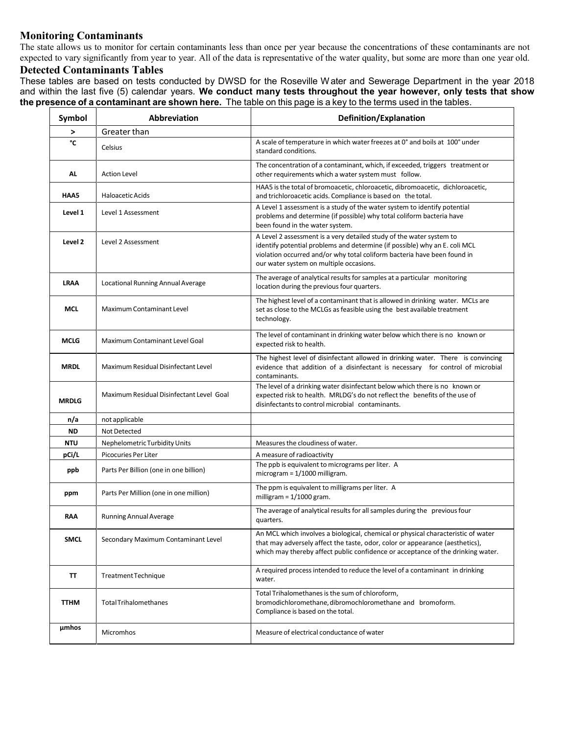## Monitoring Contaminants

The state allows us to monitor for certain contaminants less than once per year because the concentrations of these contaminants are not expected to vary significantly from year to year. All of the data is representative of the water quality, but some are more than one year old.

## Detected Contaminants Tables

These tables are based on tests conducted by DWSD for the Roseville Water and Sewerage Department in the year 2018 and within the last five (5) calendar years. **We conduct many tests throughout the year however, only tests that show the presence of a contaminant are shown here.** The table on this page is a key to the terms used in the tables.

| Symbol | Abbreviation | Definition/Explanation |
|---|---|---|
| > | Greater than | |
| °C | Celsius | A scale of temperature in which water freezes at 0° and boils at 100° under standard conditions. |
| AL | Action Level | The concentration of a contaminant, which, if exceeded, triggers treatment or other requirements which a water system must follow. |
| HAA5 | Haloacetic Acids | HAA5 is the total of bromoacetic, chloroacetic, dibromoacetic, dichloroacetic, and trichloroacetic acids. Compliance is based on the total. |
| Level 1 | Level 1 Assessment | A Level 1 assessment is a study of the water system to identify potential problems and determine (if possible) why total coliform bacteria have been found in the water system. |
| Level 2 | Level 2 Assessment | A Level 2 assessment is a very detailed study of the water system to identify potential problems and determine (if possible) why an E. coli MCL violation occurred and/or why total coliform bacteria have been found in our water system on multiple occasions. |
| LRAA | Locational Running Annual Average | The average of analytical results for samples at a particular monitoring location during the previous four quarters. |
| MCL | Maximum Contaminant Level | The highest level of a contaminant that is allowed in drinking water. MCLs are set as close to the MCLGs as feasible using the best available treatment technology. |
| MCLG | Maximum Contaminant Level Goal | The level of contaminant in drinking water below which there is no known or expected risk to health. |
| MRDL | Maximum Residual Disinfectant Level | The highest level of disinfectant allowed in drinking water. There is convincing evidence that addition of a disinfectant is necessary for control of microbial contaminants. |
| MRDLG | Maximum Residual Disinfectant Level Goal | The level of a drinking water disinfectant below which there is no known or expected risk to health. MRLDG's do not reflect the benefits of the use of disinfectants to control microbial contaminants. |
| n/a | not applicable | |
| ND | Not Detected | |
| NTU | Nephelometric Turbidity Units | Measures the cloudiness of water. |
| pCi/L | Picocuries Per Liter | A measure of radioactivity |
| ppb | Parts Per Billion (one in one billion) | The ppb is equivalent to micrograms per liter. A microgram = 1/1000 milligram. |
| ppm | Parts Per Million (one in one million) | The ppm is equivalent to milligrams per liter. A milligram = 1/1000 gram. |
| RAA | Running Annual Average | The average of analytical results for all samples during the previous four quarters. |
| SMCL | Secondary Maximum Contaminant Level | An MCL which involves a biological, chemical or physical characteristic of water that may adversely affect the taste, odor, color or appearance (aesthetics), which may thereby affect public confidence or acceptance of the drinking water. |
| TT | Treatment Technique | A required process intended to reduce the level of a contaminant in drinking water. |
| TTHM | Total Trihalomethanes | Total Trihalomethanes is the sum of chloroform, bromodichloromethane, dibromochloromethane and bromoform. Compliance is based on the total. |
| µmhos | Micromhos | Measure of electrical conductance of water |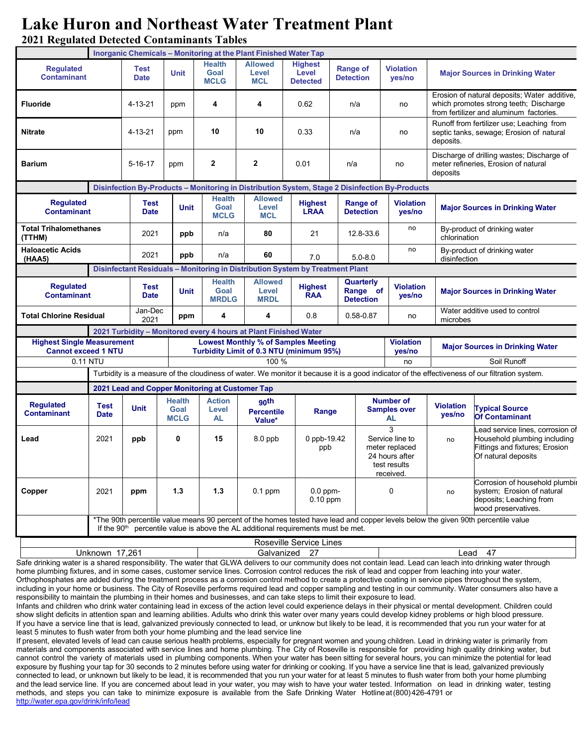# Lake Huron and Northeast Water Treatment Plant

## 2021 Regulated Detected Contaminants Tables

### Inorganic Chemicals – Monitoring at the Plant Finished Water Tap

| Regulated Contaminant | Test Date | Unit | Health Goal MCLG | Allowed Level MCL | Highest Level Detected | Range of Detection | Violation yes/no | Major Sources in Drinking Water |
|---|---|---|---|---|---|---|---|---|
| Fluoride | 4-13-21 | ppm | 4 | 4 | 0.62 | n/a | no | Erosion of natural deposits; Water additive, which promotes strong teeth; Discharge from fertilizer and aluminum factories. |
| Nitrate | 4-13-21 | ppm | 10 | 10 | 0.33 | n/a | no | Runoff from fertilizer use; Leaching from septic tanks, sewage; Erosion of natural deposits. |
| Barium | 5-16-17 | ppm | 2 | 2 | 0.01 | n/a | no | Discharge of drilling wastes; Discharge of meter refineries, Erosion of natural deposits |

### Disinfection By-Products – Monitoring in Distribution System, Stage 2 Disinfection By-Products

| Regulated Contaminant | Test Date | Unit | Health Goal MCLG | Allowed Level MCL | Highest LRAA | Range of Detection | Violation yes/no | Major Sources in Drinking Water |
|---|---|---|---|---|---|---|---|---|
| Total Trihalomethanes (TTHM) | 2021 | ppb | n/a | 80 | 21 | 12.8-33.6 | no | By-product of drinking water chlorination |
| Haloacetic Acids (HAA5) | 2021 | ppb | n/a | 60 | 7.0 | 5.0-8.0 | no | By-product of drinking water disinfection |

### Disinfectant Residuals – Monitoring in Distribution System by Treatment Plant

| Regulated Contaminant | Test Date | Unit | Health Goal MRDLG | Allowed Level MRDL | Highest RAA | Quarterly Range of Detection | Violation yes/no | Major Sources in Drinking Water |
|---|---|---|---|---|---|---|---|---|
| Total Chlorine Residual | Jan-Dec 2021 | ppm | 4 | 4 | 0.8 | 0.58-0.87 | no | Water additive used to control microbes |

### 2021 Turbidity – Monitored every 4 hours at Plant Finished Water

| Highest Single Measurement Cannot exceed 1 NTU | Lowest Monthly % of Samples Meeting Turbidity Limit of 0.3 NTU (minimum 95%) | Violation yes/no | Major Sources in Drinking Water |
|---|---|---|---|
| 0.11 NTU | 100 % | no | Soil Runoff |

Turbidity is a measure of the cloudiness of water. We monitor it because it is a good indicator of the effectiveness of our filtration system.

### 2021 Lead and Copper Monitoring at Customer Tap

| Regulated Contaminant | Test Date | Unit | Health Goal MCLG | Action Level AL | 90th Percentile Value* | Range | Number of Samples over AL | Violation yes/no | Typical Source Of Contaminant |
|---|---|---|---|---|---|---|---|---|---|
| Lead | 2021 | ppb | 0 | 15 | 8.0 ppb | 0 ppb-19.42 ppb | 3 Service line to meter replaced 24 hours after test results received. | no | Lead service lines, corrosion of Household plumbing including Fittings and fixtures; Erosion Of natural deposits |
| Copper | 2021 | ppm | 1.3 | 1.3 | 0.1 ppm | 0.0 ppm-0.10 ppm | 0 | no | Corrosion of household plumbing system; Erosion of natural deposits; Leaching from wood preservatives. |

*The 90th percentile value means 90 percent of the homes tested have lead and copper levels below the given 90th percentile value. If the 90th percentile value is above the AL additional requirements must be met.

| Roseville Service Lines | | |
|---|---|---|
| Unknown 17,261 | Galvanized 27 | Lead 47 |

Safe drinking water is a shared responsibility. The water that GLWA delivers to our community does not contain lead. Lead can leach into drinking water through home plumbing fixtures, and in some cases, customer service lines. Corrosion control reduces the risk of lead and copper from leaching into your water. Orthophosphates are added during the treatment process as a corrosion control method to create a protective coating in service pipes throughout the system, including in your home or business. The City of Roseville performs required lead and copper sampling and testing in our community. Water consumers also have a responsibility to maintain the plumbing in their homes and businesses, and can take steps to limit their exposure to lead.

Infants and children who drink water containing lead in excess of the action level could experience delays in their physical or mental development. Children could show slight deficits in attention span and learning abilities. Adults who drink this water over many years could develop kidney problems or high blood pressure. If you have a service line that is lead, galvanized previously connected to lead, or unknow but likely to be lead, it is recommended that you run your water for at least 5 minutes to flush water from both your home plumbing and the lead service line

If present, elevated levels of lead can cause serious health problems, especially for pregnant women and young children. Lead in drinking water is primarily from materials and components associated with service lines and home plumbing. The City of Roseville is responsible for providing high quality drinking water, but cannot control the variety of materials used in plumbing components. When your water has been sitting for several hours, you can minimize the potential for lead exposure by flushing your tap for 30 seconds to 2 minutes before using water for drinking or cooking. If you have a service line that is lead, galvanized previously connected to lead, or unknown but likely to be lead, it is recommended that you run your water for at least 5 minutes to flush water from both your home plumbing and the lead service line. If you are concerned about lead in your water, you may wish to have your water tested. Information on lead in drinking water, testing methods, and steps you can take to minimize exposure is available from the Safe Drinking Water Hotline at (800) 426-4791 or http://water.epa.gov/drink/info/lead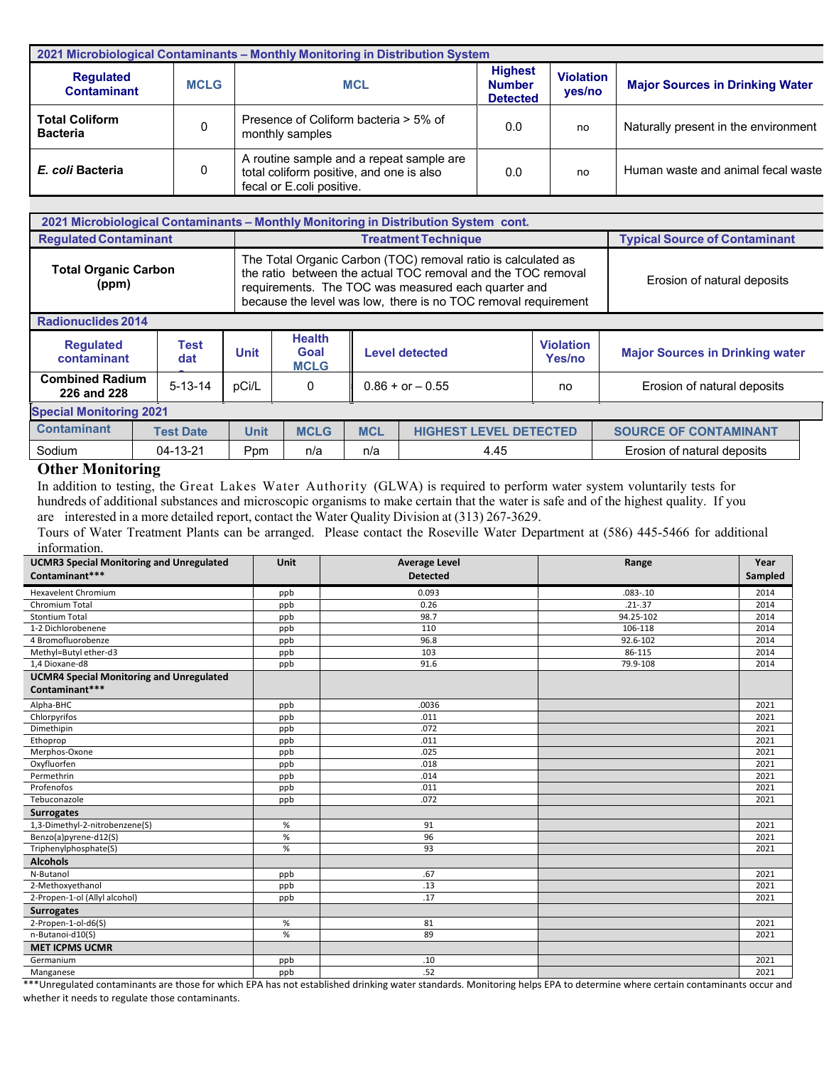| 2021 Microbiological Contaminants – Monthly Monitoring in Distribution System | | | | | |
|---|---|---|---|---|---|
| **Regulated Contaminant** | **MCLG** | **MCL** | **Highest Number Detected** | **Violation yes/no** | **Major Sources in Drinking Water** |
| **Total Coliform Bacteria** | 0 | Presence of Coliform bacteria > 5% of monthly samples | 0.0 | no | Naturally present in the environment |
| ***E. coli* Bacteria** | 0 | A routine sample and a repeat sample are total coliform positive, and one is also fecal or E.coli positive. | 0.0 | no | Human waste and animal fecal waste |

| 2021 Microbiological Contaminants – Monthly Monitoring in Distribution System cont. | | |
|---|---|---|
| **Regulated Contaminant** | **Treatment Technique** | **Typical Source of Contaminant** |
| **Total Organic Carbon (ppm)** | The Total Organic Carbon (TOC) removal ratio is calculated as the ratio between the actual TOC removal and the TOC removal requirements. The TOC was measured each quarter and because the level was low, there is no TOC removal requirement | Erosion of natural deposits |

| Radionuclides 2014 | | | | | | |
|---|---|---|---|---|---|---|
| **Regulated contaminant** | **Test date** | **Unit** | **Health Goal MCLG** | **Level detected** | **Violation Yes/no** | **Major Sources in Drinking water** |
| **Combined Radium 226 and 228** | 5-13-14 | pCi/L | 0 | 0.86 + or – 0.55 | no | Erosion of natural deposits |

| Special Monitoring 2021 | | | | | | |
|---|---|---|---|---|---|---|
| **Contaminant** | **Test Date** | **Unit** | **MCLG** | **MCL** | **HIGHEST LEVEL DETECTED** | **SOURCE OF CONTAMINANT** |
| Sodium | 04-13-21 | Ppm | n/a | n/a | 4.45 | Erosion of natural deposits |

## Other Monitoring

In addition to testing, the Great Lakes Water Authority (GLWA) is required to perform water system voluntarily tests for hundreds of additional substances and microscopic organisms to make certain that the water is safe and of the highest quality. If you are interested in a more detailed report, contact the Water Quality Division at (313) 267-3629.

Tours of Water Treatment Plants can be arranged. Please contact the Roseville Water Department at (586) 445-5466 for additional information.

| **UCMR3 Special Monitoring and Unregulated Contaminant*** ** | **Unit** | **Average Level Detected** | **Range** | **Year Sampled** |
|---|---|---|---|---|
| Hexavelent Chromium | ppb | 0.093 | .083-.10 | 2014 |
| Chromium Total | ppb | 0.26 | .21-.37 | 2014 |
| Stontium Total | ppb | 98.7 | 94.25-102 | 2014 |
| 1-2 Dichlorobenene | ppb | 110 | 106-118 | 2014 |
| 4 Bromofluorobenze | ppb | 96.8 | 92.6-102 | 2014 |
| Methyl=Butyl ether-d3 | ppb | 103 | 86-115 | 2014 |
| 1,4 Dioxane-d8 | ppb | 91.6 | 79.9-108 | 2014 |
| **UCMR4 Special Monitoring and Unregulated Contaminant*** ** | | | | |
| Alpha-BHC | ppb | .0036 | | 2021 |
| Chlorpyrifos | ppb | .011 | | 2021 |
| Dimethipin | ppb | .072 | | 2021 |
| Ethoprop | ppb | .011 | | 2021 |
| Merphos-Oxone | ppb | .025 | | 2021 |
| Oxyfluorfen | ppb | .018 | | 2021 |
| Permethrin | ppb | .014 | | 2021 |
| Profenofos | ppb | .011 | | 2021 |
| Tebuconazole | ppb | .072 | | 2021 |
| **Surrogates** | | | | |
| 1,3-Dimethyl-2-nitrobenzene(S) | % | 91 | | 2021 |
| Benzo(a)pyrene-d12(S) | % | 96 | | 2021 |
| Triphenylphosphate(S) | % | 93 | | 2021 |
| **Alcohols** | | | | |
| N-Butanol | ppb | .67 | | 2021 |
| 2-Methoxyethanol | ppb | .13 | | 2021 |
| 2-Propen-1-ol (Allyl alcohol) | ppb | .17 | | 2021 |
| **Surrogates** | | | | |
| 2-Propen-1-ol-d6(S) | % | 81 | | 2021 |
| n-Butanoi-d10(S) | % | 89 | | 2021 |
| **MET ICPMS UCMR** | | | | |
| Germanium | ppb | .10 | | 2021 |
| Manganese | ppb | .52 | | 2021 |

***Unregulated contaminants are those for which EPA has not established drinking water standards. Monitoring helps EPA to determine where certain contaminants occur and whether it needs to regulate those contaminants.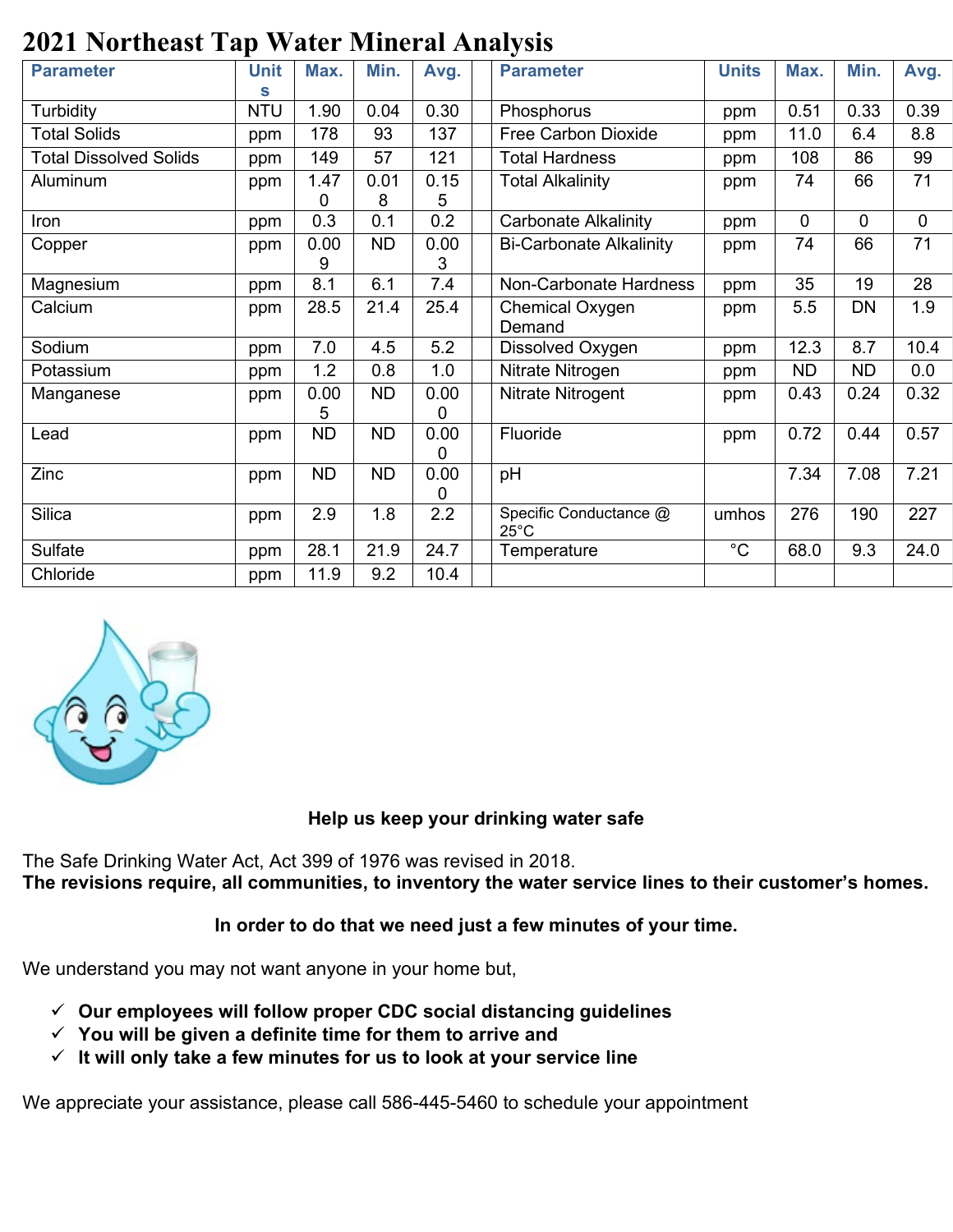# 2021 Northeast Tap Water Mineral Analysis

| Parameter | Units | Max. | Min. | Avg. | | Parameter | Units | Max. | Min. | Avg. |
|---|---|---|---|---|---|---|---|---|---|---|
| Turbidity | NTU | 1.90 | 0.04 | 0.30 | | Phosphorus | ppm | 0.51 | 0.33 | 0.39 |
| Total Solids | ppm | 178 | 93 | 137 | | Free Carbon Dioxide | ppm | 11.0 | 6.4 | 8.8 |
| Total Dissolved Solids | ppm | 149 | 57 | 121 | | Total Hardness | ppm | 108 | 86 | 99 |
| Aluminum | ppm | 1.470 | 0.018 | 0.155 | | Total Alkalinity | ppm | 74 | 66 | 71 |
| Iron | ppm | 0.3 | 0.1 | 0.2 | | Carbonate Alkalinity | ppm | 0 | 0 | 0 |
| Copper | ppm | 0.009 | ND | 0.003 | | Bi-Carbonate Alkalinity | ppm | 74 | 66 | 71 |
| Magnesium | ppm | 8.1 | 6.1 | 7.4 | | Non-Carbonate Hardness | ppm | 35 | 19 | 28 |
| Calcium | ppm | 28.5 | 21.4 | 25.4 | | Chemical Oxygen Demand | ppm | 5.5 | DN | 1.9 |
| Sodium | ppm | 7.0 | 4.5 | 5.2 | | Dissolved Oxygen | ppm | 12.3 | 8.7 | 10.4 |
| Potassium | ppm | 1.2 | 0.8 | 1.0 | | Nitrate Nitrogen | ppm | ND | ND | 0.0 |
| Manganese | ppm | 0.005 | ND | 0.000 | | Nitrate Nitrogent | ppm | 0.43 | 0.24 | 0.32 |
| Lead | ppm | ND | ND | 0.000 | | Fluoride | ppm | 0.72 | 0.44 | 0.57 |
| Zinc | ppm | ND | ND | 0.000 | | pH | | 7.34 | 7.08 | 7.21 |
| Silica | ppm | 2.9 | 1.8 | 2.2 | | Specific Conductance @ 25°C | umhos | 276 | 190 | 227 |
| Sulfate | ppm | 28.1 | 21.9 | 24.7 | | Temperature | °C | 68.0 | 9.3 | 24.0 |
| Chloride | ppm | 11.9 | 9.2 | 10.4 | | | | | | |

**Help us keep your drinking water safe**

The Safe Drinking Water Act, Act 399 of 1976 was revised in 2018.
**The revisions require, all communities, to inventory the water service lines to their customer's homes.**

**In order to do that we need just a few minutes of your time.**

We understand you may not want anyone in your home but,

- ✓ **Our employees will follow proper CDC social distancing guidelines**
- ✓ **You will be given a definite time for them to arrive and**
- ✓ **It will only take a few minutes for us to look at your service line**

We appreciate your assistance, please call 586-445-5460 to schedule your appointment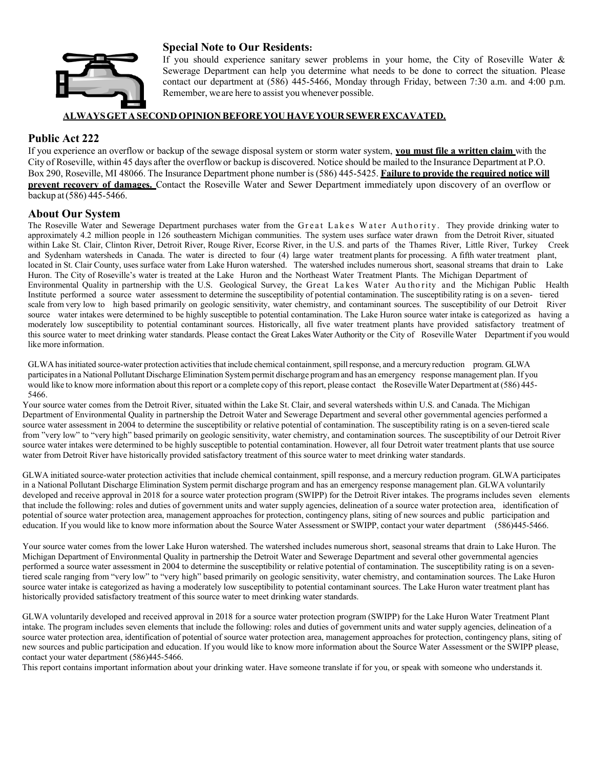### Special Note to Our Residents:

If you should experience sanitary sewer problems in your home, the City of Roseville Water & Sewerage Department can help you determine what needs to be done to correct the situation. Please contact our department at (586) 445-5466, Monday through Friday, between 7:30 a.m. and 4:00 p.m. Remember, we are here to assist you whenever possible.

**ALWAYS GET A SECOND OPINION BEFORE YOU HAVE YOUR SEWER EXCAVATED.**

## Public Act 222

If you experience an overflow or backup of the sewage disposal system or storm water system, **you must file a written claim** with the City of Roseville, within 45 days after the overflow or backup is discovered. Notice should be mailed to the Insurance Department at P.O. Box 290, Roseville, MI 48066. The Insurance Department phone number is (586) 445-5425. **Failure to provide the required notice will prevent recovery of damages.** Contact the Roseville Water and Sewer Department immediately upon discovery of an overflow or backup at (586) 445-5466.

## About Our System

The Roseville Water and Sewerage Department purchases water from the Great Lakes Water Authority. They provide drinking water to approximately 4.2 million people in 126 southeastern Michigan communities. The system uses surface water drawn from the Detroit River, situated within Lake St. Clair, Clinton River, Detroit River, Rouge River, Ecorse River, in the U.S. and parts of the Thames River, Little River, Turkey Creek and Sydenham watersheds in Canada. The water is directed to four (4) large water treatment plants for processing. A fifth water treatment plant, located in St. Clair County, uses surface water from Lake Huron watershed. The watershed includes numerous short, seasonal streams that drain to Lake Huron. The City of Roseville's water is treated at the Lake Huron and the Northeast Water Treatment Plants. The Michigan Department of Environmental Quality in partnership with the U.S. Geological Survey, the Great Lakes Water Authority and the Michigan Public Health Institute performed a source water assessment to determine the susceptibility of potential contamination. The susceptibility rating is on a seven- tiered scale from very low to high based primarily on geologic sensitivity, water chemistry, and contaminant sources. The susceptibility of our Detroit River source water intakes were determined to be highly susceptible to potential contamination. The Lake Huron source water intake is categorized as having a moderately low susceptibility to potential contaminant sources. Historically, all five water treatment plants have provided satisfactory treatment of this source water to meet drinking water standards. Please contact the Great Lakes Water Authority or the City of Roseville Water Department if you would like more information.

GLWA has initiated source-water protection activities that include chemical containment, spill response, and a mercury reduction program. GLWA participates in a National Pollutant Discharge Elimination System permit discharge program and has an emergency response management plan. If you would like to know more information about this report or a complete copy of this report, please contact the Roseville Water Department at (586) 445-5466.

Your source water comes from the Detroit River, situated within the Lake St. Clair, and several watersheds within U.S. and Canada. The Michigan Department of Environmental Quality in partnership the Detroit Water and Sewerage Department and several other governmental agencies performed a source water assessment in 2004 to determine the susceptibility or relative potential of contamination. The susceptibility rating is on a seven-tiered scale from "very low" to "very high" based primarily on geologic sensitivity, water chemistry, and contamination sources. The susceptibility of our Detroit River source water intakes were determined to be highly susceptible to potential contamination. However, all four Detroit water treatment plants that use source water from Detroit River have historically provided satisfactory treatment of this source water to meet drinking water standards.

GLWA initiated source-water protection activities that include chemical containment, spill response, and a mercury reduction program. GLWA participates in a National Pollutant Discharge Elimination System permit discharge program and has an emergency response management plan. GLWA voluntarily developed and receive approval in 2018 for a source water protection program (SWIPP) for the Detroit River intakes. The programs includes seven elements that include the following: roles and duties of government units and water supply agencies, delineation of a source water protection area, identification of potential of source water protection area, management approaches for protection, contingency plans, siting of new sources and public participation and education. If you would like to know more information about the Source Water Assessment or SWIPP, contact your water department (586)445-5466.

Your source water comes from the lower Lake Huron watershed. The watershed includes numerous short, seasonal streams that drain to Lake Huron. The Michigan Department of Environmental Quality in partnership the Detroit Water and Sewerage Department and several other governmental agencies performed a source water assessment in 2004 to determine the susceptibility or relative potential of contamination. The susceptibility rating is on a seven-tiered scale ranging from "very low" to "very high" based primarily on geologic sensitivity, water chemistry, and contamination sources. The Lake Huron source water intake is categorized as having a moderately low susceptibility to potential contaminant sources. The Lake Huron water treatment plant has historically provided satisfactory treatment of this source water to meet drinking water standards.

GLWA voluntarily developed and received approval in 2018 for a source water protection program (SWIPP) for the Lake Huron Water Treatment Plant intake. The program includes seven elements that include the following: roles and duties of government units and water supply agencies, delineation of a source water protection area, identification of potential of source water protection area, management approaches for protection, contingency plans, siting of new sources and public participation and education. If you would like to know more information about the Source Water Assessment or the SWIPP please, contact your water department (586)445-5466.

This report contains important information about your drinking water. Have someone translate if for you, or speak with someone who understands it.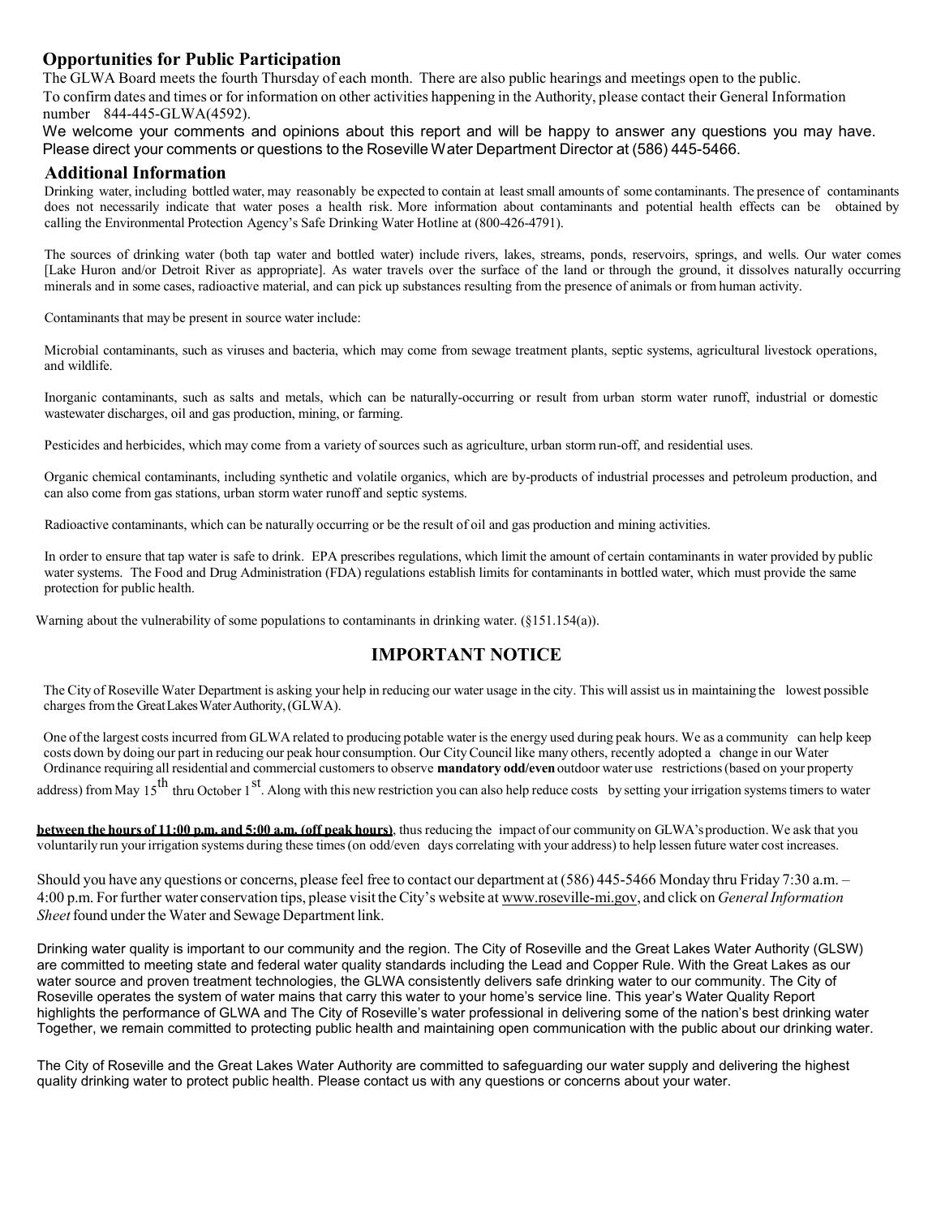## Opportunities for Public Participation

The GLWA Board meets the fourth Thursday of each month. There are also public hearings and meetings open to the public. To confirm dates and times or for information on other activities happening in the Authority, please contact their General Information number 844-445-GLWA(4592).

We welcome your comments and opinions about this report and will be happy to answer any questions you may have. Please direct your comments or questions to the Roseville Water Department Director at (586) 445-5466.

## Additional Information

Drinking water, including bottled water, may reasonably be expected to contain at least small amounts of some contaminants. The presence of contaminants does not necessarily indicate that water poses a health risk. More information about contaminants and potential health effects can be obtained by calling the Environmental Protection Agency's Safe Drinking Water Hotline at (800-426-4791).

The sources of drinking water (both tap water and bottled water) include rivers, lakes, streams, ponds, reservoirs, springs, and wells. Our water comes [Lake Huron and/or Detroit River as appropriate]. As water travels over the surface of the land or through the ground, it dissolves naturally occurring minerals and in some cases, radioactive material, and can pick up substances resulting from the presence of animals or from human activity.

Contaminants that may be present in source water include:

Microbial contaminants, such as viruses and bacteria, which may come from sewage treatment plants, septic systems, agricultural livestock operations, and wildlife.

Inorganic contaminants, such as salts and metals, which can be naturally-occurring or result from urban storm water runoff, industrial or domestic wastewater discharges, oil and gas production, mining, or farming.

Pesticides and herbicides, which may come from a variety of sources such as agriculture, urban storm run-off, and residential uses.

Organic chemical contaminants, including synthetic and volatile organics, which are by-products of industrial processes and petroleum production, and can also come from gas stations, urban storm water runoff and septic systems.

Radioactive contaminants, which can be naturally occurring or be the result of oil and gas production and mining activities.

In order to ensure that tap water is safe to drink. EPA prescribes regulations, which limit the amount of certain contaminants in water provided by public water systems. The Food and Drug Administration (FDA) regulations establish limits for contaminants in bottled water, which must provide the same protection for public health.

Warning about the vulnerability of some populations to contaminants in drinking water. (§151.154(a)).

## IMPORTANT NOTICE

The City of Roseville Water Department is asking your help in reducing our water usage in the city. This will assist us in maintaining the lowest possible charges from the Great Lakes Water Authority, (GLWA).

One of the largest costs incurred from GLWA related to producing potable water is the energy used during peak hours. We as a community can help keep costs down by doing our part in reducing our peak hour consumption. Our City Council like many others, recently adopted a change in our Water Ordinance requiring all residential and commercial customers to observe **mandatory odd/even** outdoor water use restrictions (based on your property address) from May 15th thru October 1st. Along with this new restriction you can also help reduce costs by setting your irrigation systems timers to water **between the hours of 11:00 p.m. and 5:00 a.m. (off peak hours)**, thus reducing the impact of our community on GLWA's production. We ask that you voluntarily run your irrigation systems during these times (on odd/even days correlating with your address) to help lessen future water cost increases.

Should you have any questions or concerns, please feel free to contact our department at (586) 445-5466 Monday thru Friday 7:30 a.m. – 4:00 p.m. For further water conservation tips, please visit the City's website at www.roseville-mi.gov, and click on *General Information Sheet* found under the Water and Sewage Department link.

Drinking water quality is important to our community and the region. The City of Roseville and the Great Lakes Water Authority (GLSW) are committed to meeting state and federal water quality standards including the Lead and Copper Rule. With the Great Lakes as our water source and proven treatment technologies, the GLWA consistently delivers safe drinking water to our community. The City of Roseville operates the system of water mains that carry this water to your home's service line. This year's Water Quality Report highlights the performance of GLWA and The City of Roseville's water professional in delivering some of the nation's best drinking water Together, we remain committed to protecting public health and maintaining open communication with the public about our drinking water.

The City of Roseville and the Great Lakes Water Authority are committed to safeguarding our water supply and delivering the highest quality drinking water to protect public health. Please contact us with any questions or concerns about your water.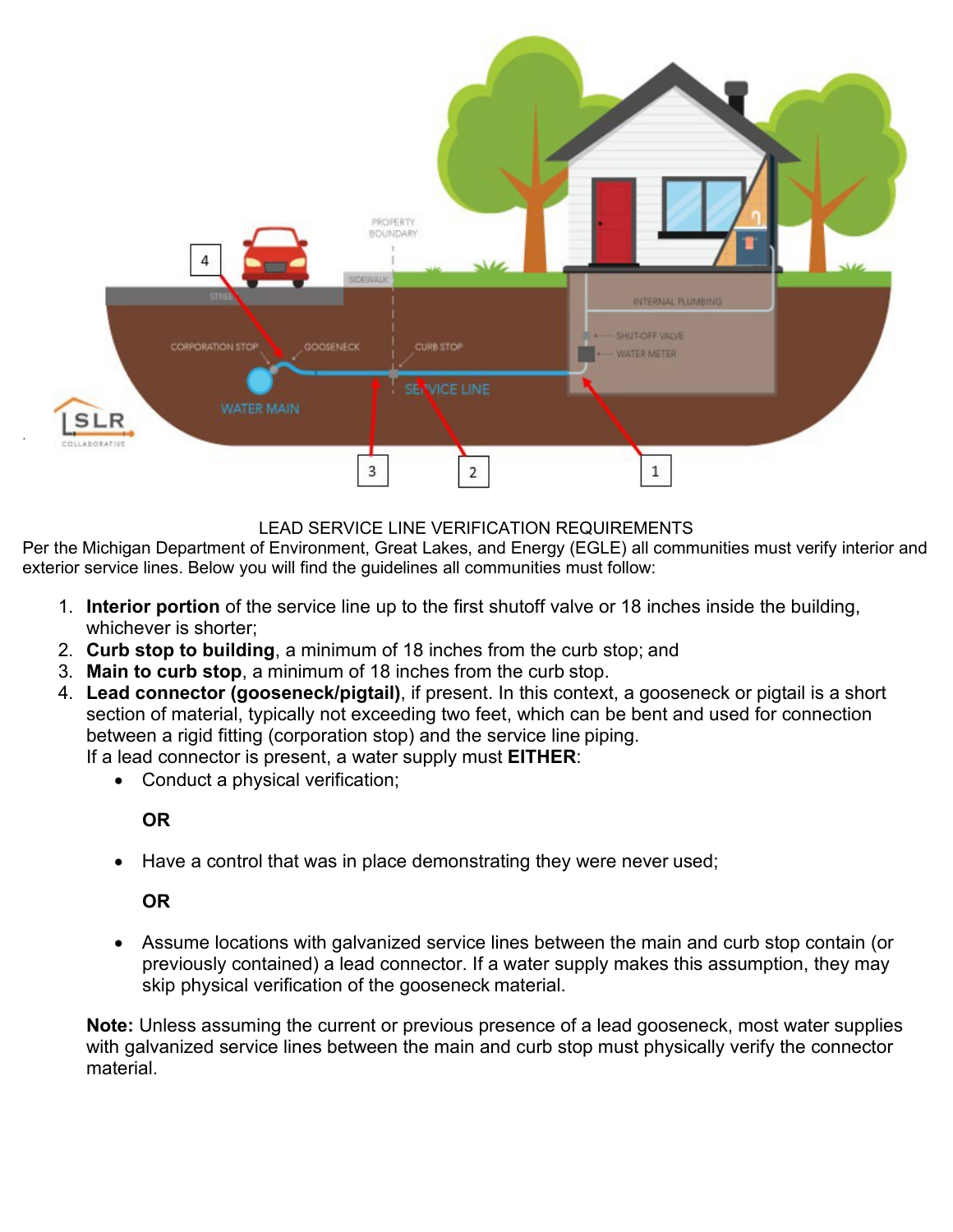PROPERTY BOUNDARY

SIDEWALK

STREET

CORPORATION STOP

GOOSENECK

CURB STOP

WATER MAIN

SERVICE LINE

INTERNAL PLUMBING

SHUT-OFF VALVE

WATER METER

4

3

2

1

SLR COLLABORATIVE

## LEAD SERVICE LINE VERIFICATION REQUIREMENTS

Per the Michigan Department of Environment, Great Lakes, and Energy (EGLE) all communities must verify interior and exterior service lines. Below you will find the guidelines all communities must follow:

1. **Interior portion** of the service line up to the first shutoff valve or 18 inches inside the building, whichever is shorter;
2. **Curb stop to building**, a minimum of 18 inches from the curb stop; and
3. **Main to curb stop**, a minimum of 18 inches from the curb stop.
4. **Lead connector (gooseneck/pigtail)**, if present. In this context, a gooseneck or pigtail is a short section of material, typically not exceeding two feet, which can be bent and used for connection between a rigid fitting (corporation stop) and the service line piping.
   If a lead connector is present, a water supply must **EITHER**:
   - Conduct a physical verification;

     **OR**

   - Have a control that was in place demonstrating they were never used;

     **OR**

   - Assume locations with galvanized service lines between the main and curb stop contain (or previously contained) a lead connector. If a water supply makes this assumption, they may skip physical verification of the gooseneck material.

   **Note:** Unless assuming the current or previous presence of a lead gooseneck, most water supplies with galvanized service lines between the main and curb stop must physically verify the connector material.